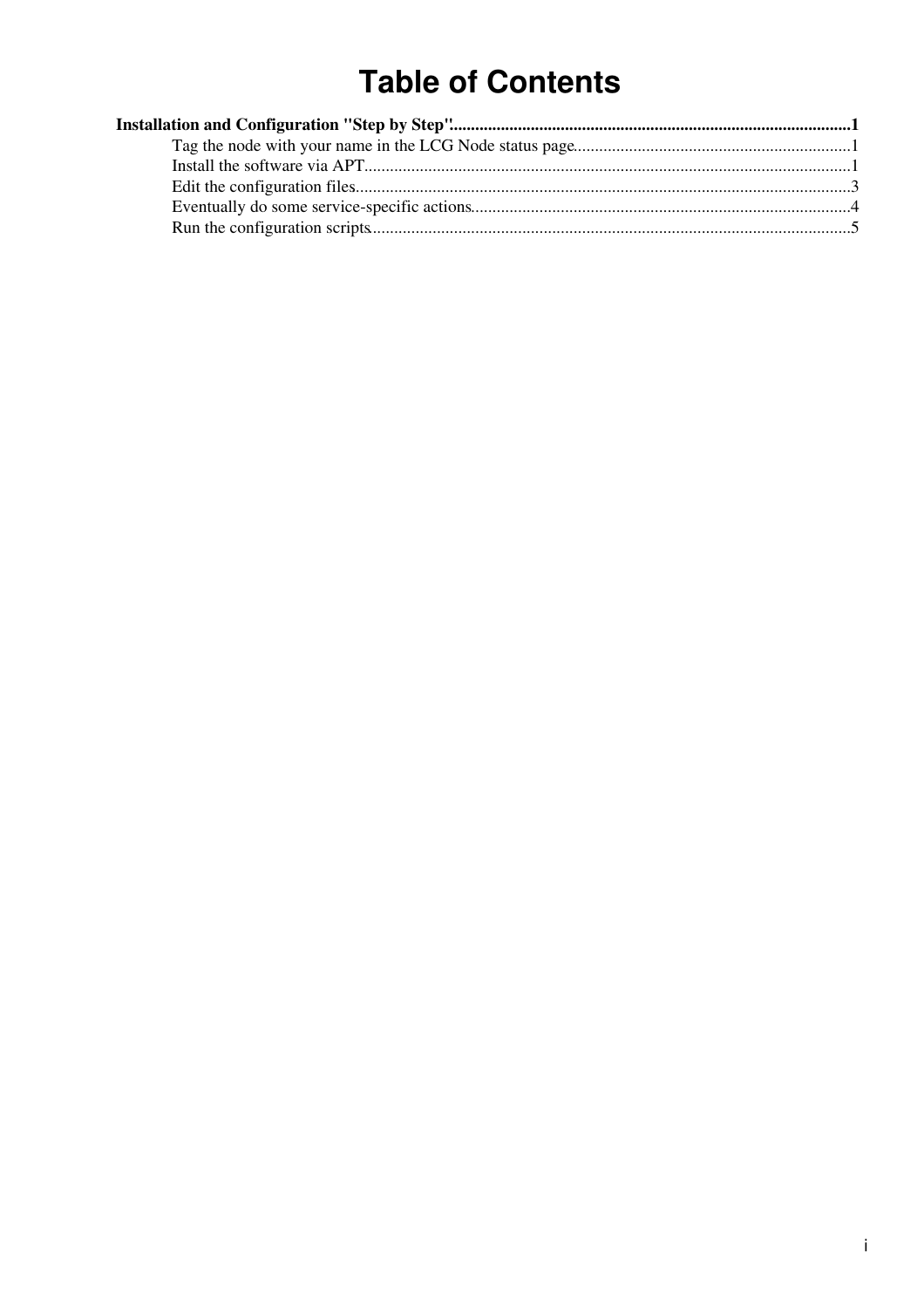# Table of Contents

**Installation and Configuration "Step by Step"**.....................................................................................................1

- Tag the node with your name in the LCG Node status page.................................................................1
- Install the software via APT..................................................................................................................1
- Edit the configuration files....................................................................................................................3
- Eventually do some service-specific actions.........................................................................................4
- Run the configuration scripts................................................................................................................5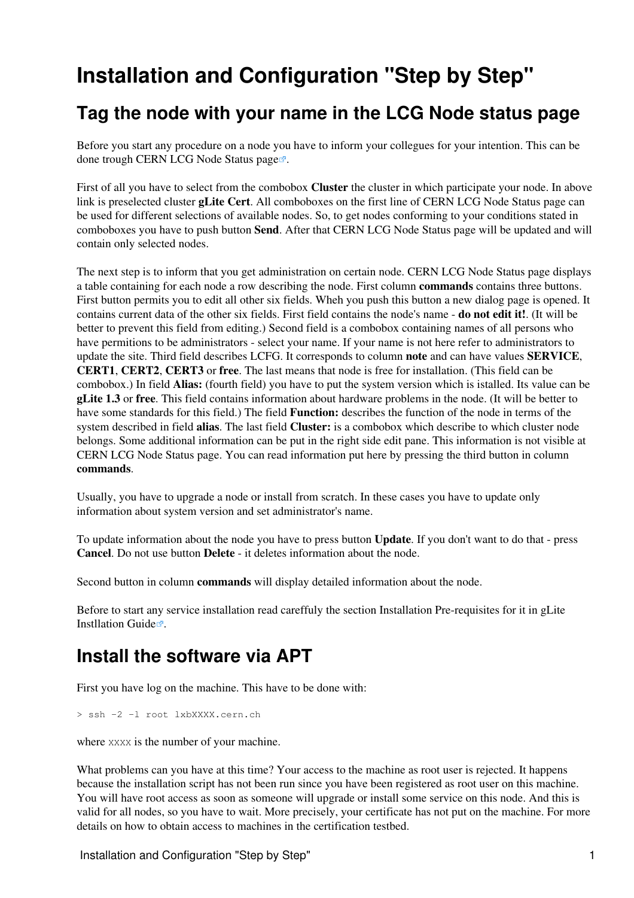# Installation and Configuration "Step by Step"

## Tag the node with your name in the LCG Node status page

Before you start any procedure on a node you have to inform your collegues for your intention. This can be done trough CERN LCG Node Status page.

First of all you have to select from the combobox **Cluster** the cluster in which participate your node. In above link is preselected cluster **gLite Cert**. All comboboxes on the first line of CERN LCG Node Status page can be used for different selections of available nodes. So, to get nodes conforming to your conditions stated in comboboxes you have to push button **Send**. After that CERN LCG Node Status page will be updated and will contain only selected nodes.

The next step is to inform that you get administration on certain node. CERN LCG Node Status page displays a table containing for each node a row describing the node. First column **commands** contains three buttons. First button permits you to edit all other six fields. Wheh you push this button a new dialog page is opened. It contains current data of the other six fields. First field contains the node's name - **do not edit it!**. (It will be better to prevent this field from editing.) Second field is a combobox containing names of all persons who have permitions to be administrators - select your name. If your name is not here refer to administrators to update the site. Third field describes LCFG. It corresponds to column **note** and can have values **SERVICE**, **CERT1**, **CERT2**, **CERT3** or **free**. The last means that node is free for installation. (This field can be combobox.) In field **Alias:** (fourth field) you have to put the system version which is istalled. Its value can be **gLite 1.3** or **free**. This field contains information about hardware problems in the node. (It will be better to have some standards for this field.) The field **Function:** describes the function of the node in terms of the system described in field **alias**. The last field **Cluster:** is a combobox which describe to which cluster node belongs. Some additional information can be put in the right side edit pane. This information is not visible at CERN LCG Node Status page. You can read information put here by pressing the third button in column **commands**.

Usually, you have to upgrade a node or install from scratch. In these cases you have to update only information about system version and set administrator's name.

To update information about the node you have to press button **Update**. If you don't want to do that - press **Cancel**. Do not use button **Delete** - it deletes information about the node.

Second button in column **commands** will display detailed information about the node.

Before to start any service installation read careffuly the section Installation Pre-requisites for it in gLite Instllation Guide.

## Install the software via APT

First you have log on the machine. This have to be done with:

```
> ssh -2 -l root lxbXXXX.cern.ch
```

where `XXXX` is the number of your machine.

What problems can you have at this time? Your access to the machine as root user is rejected. It happens because the installation script has not been run since you have been registered as root user on this machine. You will have root access as soon as someone will upgrade or install some service on this node. And this is valid for all nodes, so you have to wait. More precisely, your certificate has not put on the machine. For more details on how to obtain access to machines in the certification testbed.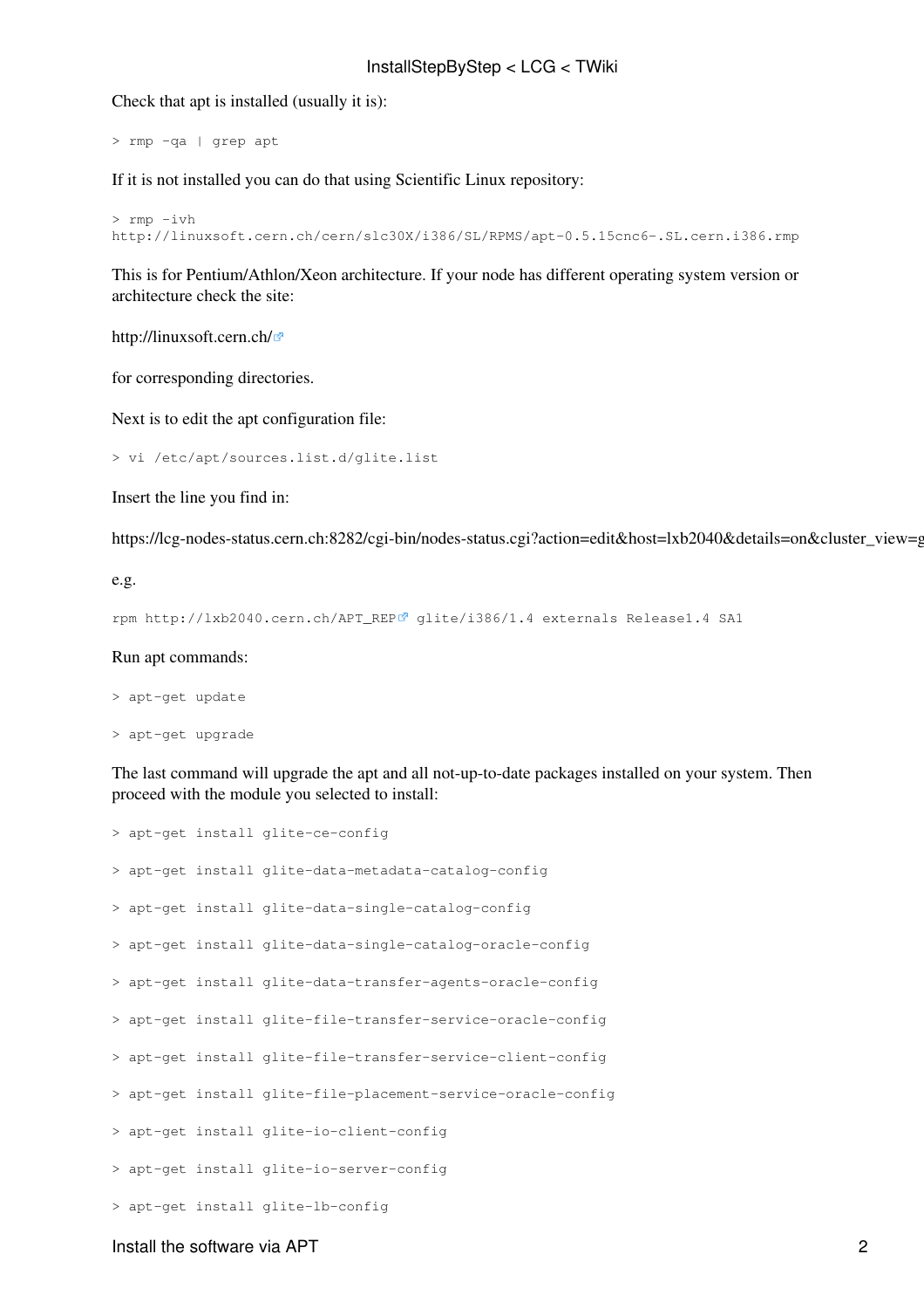Check that apt is installed (usually it is):

```
> rmp -qa | grep apt
```

If it is not installed you can do that using Scientific Linux repository:

```
> rmp -ivh
http://linuxsoft.cern.ch/cern/slc30X/i386/SL/RPMS/apt-0.5.15cnc6-.SL.cern.i386.rmp
```

This is for Pentium/Athlon/Xeon architecture. If your node has different operating system version or architecture check the site:

http://linuxsoft.cern.ch/

for corresponding directories.

Next is to edit the apt configuration file:

```
> vi /etc/apt/sources.list.d/glite.list
```

Insert the line you find in:

https://lcg-nodes-status.cern.ch:8282/cgi-bin/nodes-status.cgi?action=edit&host=lxb2040&details=on&cluster_view=g

e.g.

```
rpm http://lxb2040.cern.ch/APT_REP glite/i386/1.4 externals Release1.4 SA1
```

Run apt commands:

```
> apt-get update
```

```
> apt-get upgrade
```

The last command will upgrade the apt and all not-up-to-date packages installed on your system. Then proceed with the module you selected to install:

```
> apt-get install glite-ce-config

> apt-get install glite-data-metadata-catalog-config

> apt-get install glite-data-single-catalog-config

> apt-get install glite-data-single-catalog-oracle-config

> apt-get install glite-data-transfer-agents-oracle-config

> apt-get install glite-file-transfer-service-oracle-config

> apt-get install glite-file-transfer-service-client-config

> apt-get install glite-file-placement-service-oracle-config

> apt-get install glite-io-client-config

> apt-get install glite-io-server-config

> apt-get install glite-lb-config
```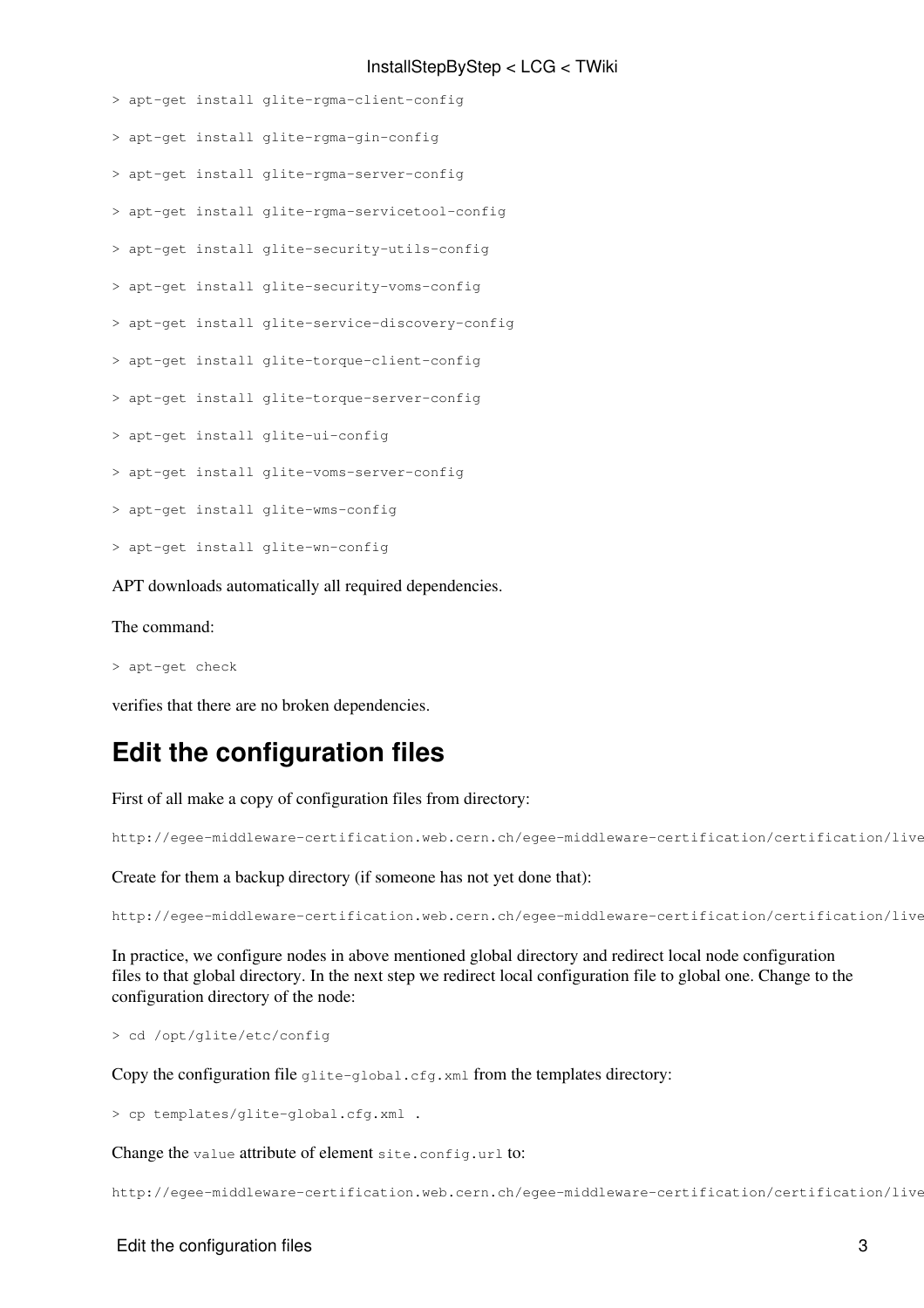```
> apt-get install glite-rgma-client-config
```

```
> apt-get install glite-rgma-gin-config
```

```
> apt-get install glite-rgma-server-config
```

```
> apt-get install glite-rgma-servicetool-config
```

```
> apt-get install glite-security-utils-config
```

```
> apt-get install glite-security-voms-config
```

```
> apt-get install glite-service-discovery-config
```

```
> apt-get install glite-torque-client-config
```

```
> apt-get install glite-torque-server-config
```

```
> apt-get install glite-ui-config
```

```
> apt-get install glite-voms-server-config
```

```
> apt-get install glite-wms-config
```

```
> apt-get install glite-wn-config
```

APT downloads automatically all required dependencies.

The command:

```
> apt-get check
```

verifies that there are no broken dependencies.

## Edit the configuration files

First of all make a copy of configuration files from directory:

```
http://egee-middleware-certification.web.cern.ch/egee-middleware-certification/certification/live
```

Create for them a backup directory (if someone has not yet done that):

```
http://egee-middleware-certification.web.cern.ch/egee-middleware-certification/certification/live
```

In practice, we configure nodes in above mentioned global directory and redirect local node configuration files to that global directory. In the next step we redirect local configuration file to global one. Change to the configuration directory of the node:

```
> cd /opt/glite/etc/config
```

Copy the configuration file `glite-global.cfg.xml` from the templates directory:

```
> cp templates/glite-global.cfg.xml .
```

Change the `value` attribute of element `site.config.url` to:

```
http://egee-middleware-certification.web.cern.ch/egee-middleware-certification/certification/live
```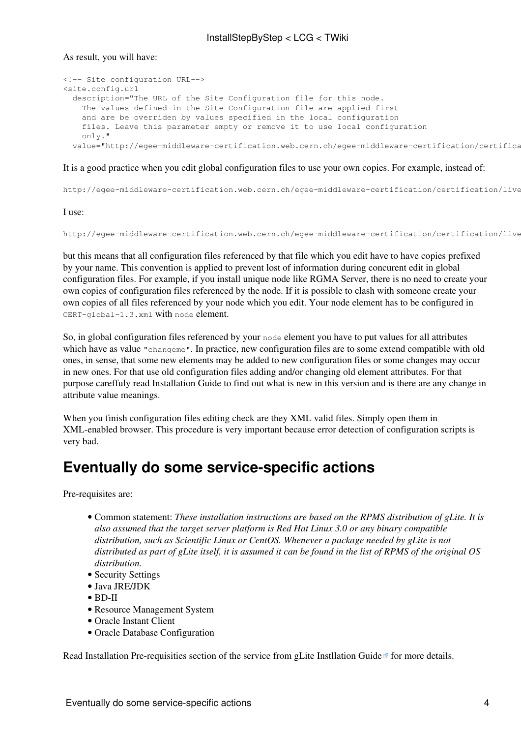As result, you will have:

```
<!-- Site configuration URL-->
<site.config.url
  description="The URL of the Site Configuration file for this node.
    The values defined in the Site Configuration file are applied first
    and are be overriden by values specified in the local configuration
    files. Leave this parameter empty or remove it to use local configuration
    only."
  value="http://egee-middleware-certification.web.cern.ch/egee-middleware-certification/certifica
```

It is a good practice when you edit global configuration files to use your own copies. For example, instead of:

```
http://egee-middleware-certification.web.cern.ch/egee-middleware-certification/certification/live
```

I use:

```
http://egee-middleware-certification.web.cern.ch/egee-middleware-certification/certification/live
```

but this means that all configuration files referenced by that file which you edit have to have copies prefixed by your name. This convention is applied to prevent lost of information during concurent edit in global configuration files. For example, if you install unique node like RGMA Server, there is no need to create your own copies of configuration files referenced by the node. If it is possible to clash with someone create your own copies of all files referenced by your node which you edit. Your node element has to be configured in `CERT-global-1.3.xml` with `node` element.

So, in global configuration files referenced by your `node` element you have to put values for all attributes which have as value `"changeme"`. In practice, new configuration files are to some extend compatible with old ones, in sense, that some new elements may be added to new configuration files or some changes may occur in new ones. For that use old configuration files adding and/or changing old element attributes. For that purpose careffuly read Installation Guide to find out what is new in this version and is there are any change in attribute value meanings.

When you finish configuration files editing check are they XML valid files. Simply open them in XML-enabled browser. This procedure is very important because error detection of configuration scripts is very bad.

# Eventually do some service-specific actions

Pre-requisites are:

- Common statement: *These installation instructions are based on the RPMS distribution of gLite. It is also assumed that the target server platform is Red Hat Linux 3.0 or any binary compatible distribution, such as Scientific Linux or CentOS. Whenever a package needed by gLite is not distributed as part of gLite itself, it is assumed it can be found in the list of RPMS of the original OS distribution.*
- Security Settings
- Java JRE/JDK
- BD-II
- Resource Management System
- Oracle Instant Client
- Oracle Database Configuration

Read Installation Pre-requisities section of the service from gLite Instllation Guide for more details.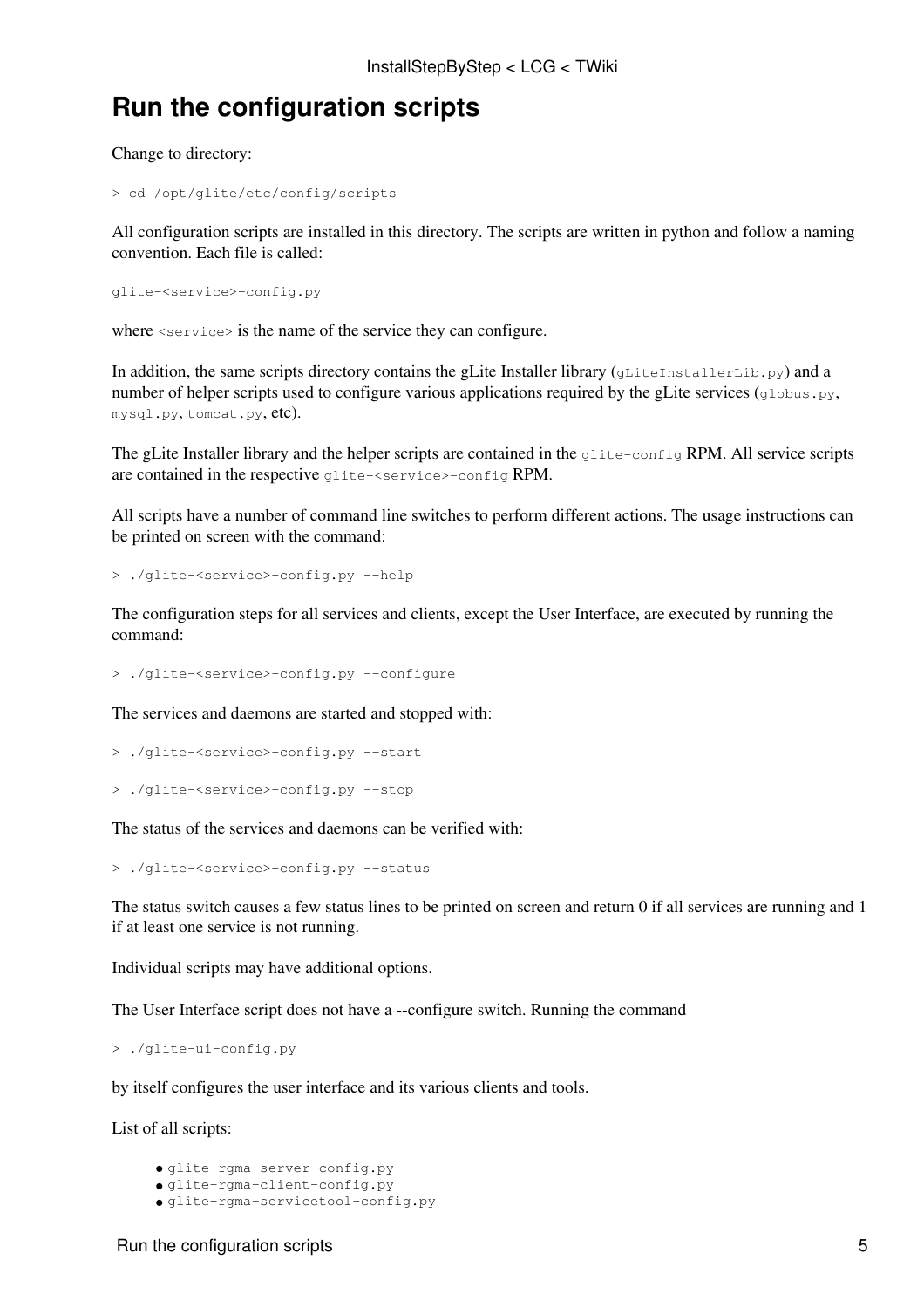# Run the configuration scripts

Change to directory:

```
> cd /opt/glite/etc/config/scripts
```

All configuration scripts are installed in this directory. The scripts are written in python and follow a naming convention. Each file is called:

```
glite-<service>-config.py
```

where `<service>` is the name of the service they can configure.

In addition, the same scripts directory contains the gLite Installer library (`gLiteInstallerLib.py`) and a number of helper scripts used to configure various applications required by the gLite services (`globus.py`, `mysql.py`, `tomcat.py`, etc).

The gLite Installer library and the helper scripts are contained in the `glite-config` RPM. All service scripts are contained in the respective `glite-<service>-config` RPM.

All scripts have a number of command line switches to perform different actions. The usage instructions can be printed on screen with the command:

```
> ./glite-<service>-config.py --help
```

The configuration steps for all services and clients, except the User Interface, are executed by running the command:

```
> ./glite-<service>-config.py --configure
```

The services and daemons are started and stopped with:

```
> ./glite-<service>-config.py --start
```

```
> ./glite-<service>-config.py --stop
```

The status of the services and daemons can be verified with:

```
> ./glite-<service>-config.py --status
```

The status switch causes a few status lines to be printed on screen and return 0 if all services are running and 1 if at least one service is not running.

Individual scripts may have additional options.

The User Interface script does not have a --configure switch. Running the command

```
> ./glite-ui-config.py
```

by itself configures the user interface and its various clients and tools.

List of all scripts:

- `glite-rgma-server-config.py`
- `glite-rgma-client-config.py`
- `glite-rgma-servicetool-config.py`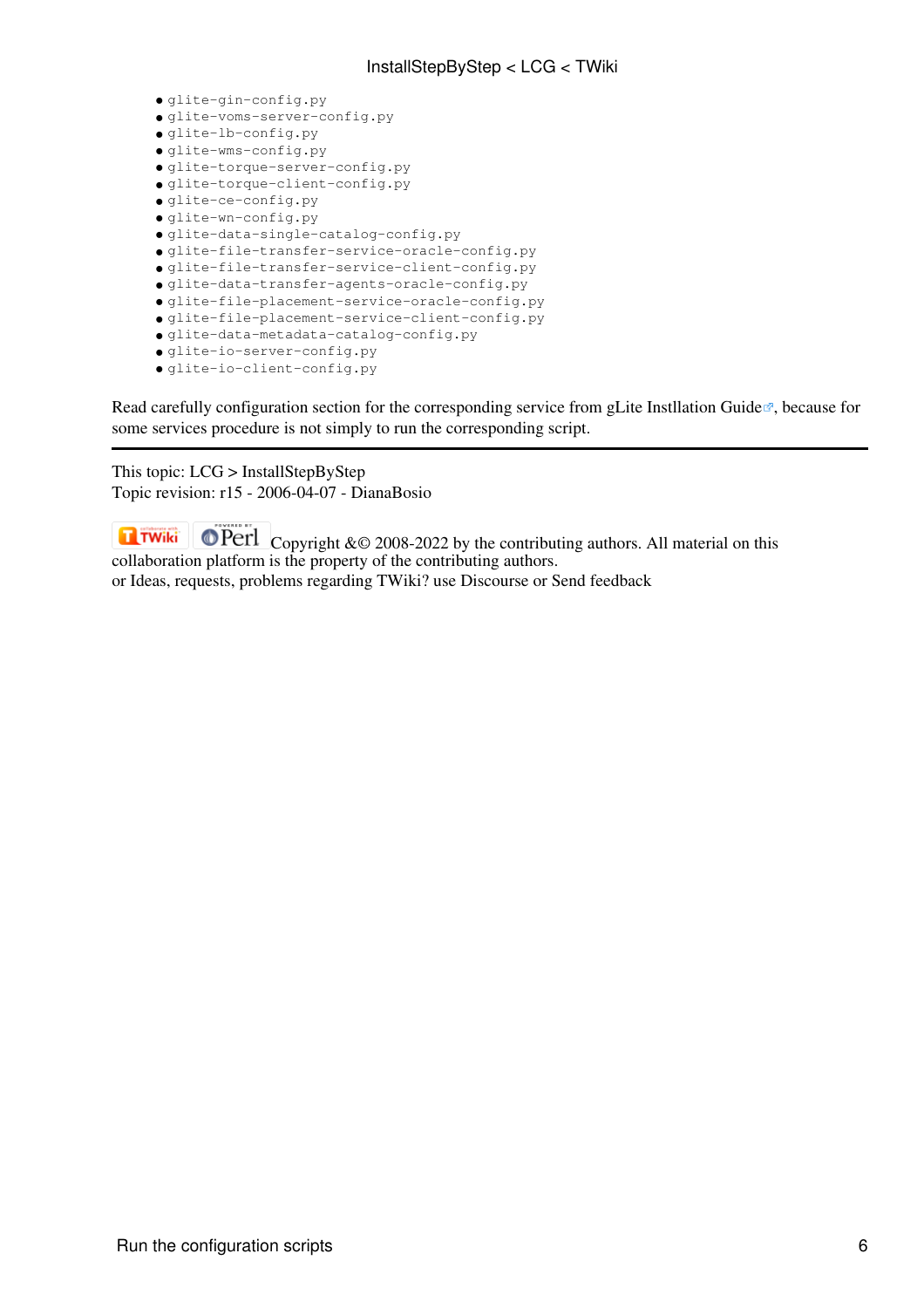- `glite-gin-config.py`
- `glite-voms-server-config.py`
- `glite-lb-config.py`
- `glite-wms-config.py`
- `glite-torque-server-config.py`
- `glite-torque-client-config.py`
- `glite-ce-config.py`
- `glite-wn-config.py`
- `glite-data-single-catalog-config.py`
- `glite-file-transfer-service-oracle-config.py`
- `glite-file-transfer-service-client-config.py`
- `glite-data-transfer-agents-oracle-config.py`
- `glite-file-placement-service-oracle-config.py`
- `glite-file-placement-service-client-config.py`
- `glite-data-metadata-catalog-config.py`
- `glite-io-server-config.py`
- `glite-io-client-config.py`

Read carefully configuration section for the corresponding service from gLite Instllation Guide, because for some services procedure is not simply to run the corresponding script.

---

This topic: LCG > InstallStepByStep
Topic revision: r15 - 2006-04-07 - DianaBosio

Copyright &© 2008-2022 by the contributing authors. All material on this collaboration platform is the property of the contributing authors.
or Ideas, requests, problems regarding TWiki? use Discourse or Send feedback